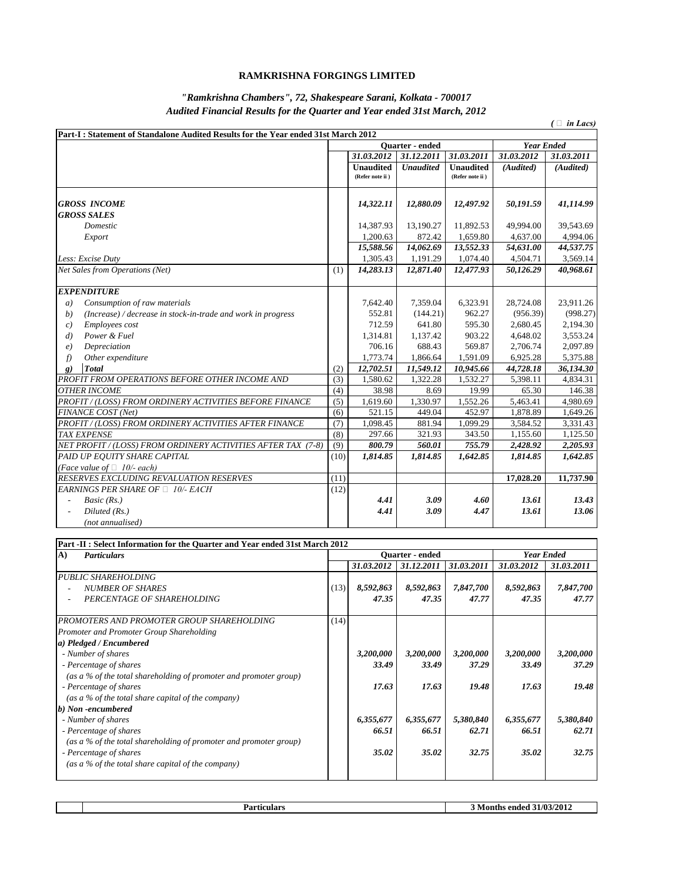# RAMKRISHNA FORGINGS LIMITED

*"Ramkrishna Chambers", 72, Shakespeare Sarani, Kolkata - 700017*

*Audited Financial Results for the Quarter and Year ended 31st March, 2012*

*( in Lacs)*

| Part-I : Statement of Standalone Audited Results for the Year ended 31st March 2012 | | Quarter - ended | | | Year Ended | |
|---|---|---|---|---|---|---|
| | | 31.03.2012 | 31.12.2011 | 31.03.2011 | 31.03.2012 | 31.03.2011 |
| | | Unaudited (Refer note ii ) | Unaudited | Unaudited (Refer note ii ) | (Audited) | (Audited) |
| ***GROSS INCOME*** | | 14,322.11 | 12,880.09 | 12,497.92 | 50,191.59 | 41,114.99 |
| ***GROSS SALES*** | | | | | | |
| *Domestic* | | 14,387.93 | 13,190.27 | 11,892.53 | 49,994.00 | 39,543.69 |
| *Export* | | 1,200.63 | 872.42 | 1,659.80 | 4,637.00 | 4,994.06 |
| | | 15,588.56 | 14,062.69 | 13,552.33 | 54,631.00 | 44,537.75 |
| *Less: Excise Duty* | | 1,305.43 | 1,191.29 | 1,074.40 | 4,504.71 | 3,569.14 |
| *Net Sales from Operations (Net)* | (1) | 14,283.13 | 12,871.40 | 12,477.93 | 50,126.29 | 40,968.61 |
| ***EXPENDITURE*** | | | | | | |
| a) Consumption of raw materials | | 7,642.40 | 7,359.04 | 6,323.91 | 28,724.08 | 23,911.26 |
| b) (Increase) / decrease in stock-in-trade and work in progress | | 552.81 | (144.21) | 962.27 | (956.39) | (998.27) |
| c) Employees cost | | 712.59 | 641.80 | 595.30 | 2,680.45 | 2,194.30 |
| d) Power & Fuel | | 1,314.81 | 1,137.42 | 903.22 | 4,648.02 | 3,553.24 |
| e) Depreciation | | 706.16 | 688.43 | 569.87 | 2,706.74 | 2,097.89 |
| f) Other expenditure | | 1,773.74 | 1,866.64 | 1,591.09 | 6,925.28 | 5,375.88 |
| g) **Total** | (2) | 12,702.51 | 11,549.12 | 10,945.66 | 44,728.18 | 36,134.30 |
| PROFIT FROM OPERATIONS BEFORE OTHER INCOME AND | (3) | 1,580.62 | 1,322.28 | 1,532.27 | 5,398.11 | 4,834.31 |
| OTHER INCOME | (4) | 38.98 | 8.69 | 19.99 | 65.30 | 146.38 |
| PROFIT / (LOSS) FROM ORDINERY ACTIVITIES BEFORE FINANCE | (5) | 1,619.60 | 1,330.97 | 1,552.26 | 5,463.41 | 4,980.69 |
| FINANCE COST (Net) | (6) | 521.15 | 449.04 | 452.97 | 1,878.89 | 1,649.26 |
| PROFIT / (LOSS) FROM ORDINERY ACTIVITIES AFTER FINANCE | (7) | 1,098.45 | 881.94 | 1,099.29 | 3,584.52 | 3,331.43 |
| TAX EXPENSE | (8) | 297.66 | 321.93 | 343.50 | 1,155.60 | 1,125.50 |
| NET PROFIT / (LOSS) FROM ORDINARY ACTIVITIES AFTER TAX (7-8) | (9) | 800.79 | 560.01 | 755.79 | 2,428.92 | 2,205.93 |
| PAID UP EQUITY SHARE CAPITAL (Face value of  10/- each) | (10) | 1,814.85 | 1,814.85 | 1,642.85 | 1,814.85 | 1,642.85 |
| RESERVES EXCLUDING REVALUATION RESERVES | (11) | | | | 17,028.20 | 11,737.90 |
| EARNINGS PER SHARE OF  10/- EACH | (12) | | | | | |
| - Basic (Rs.) | | 4.41 | 3.09 | 4.60 | 13.61 | 13.43 |
| - Diluted (Rs.) | | 4.41 | 3.09 | 4.47 | 13.61 | 13.06 |
| (not annualised) | | | | | | |

| Part -II : Select Information for the Quarter and Year ended 31st March 2012 | | Quarter - ended | | | Year Ended | |
|---|---|---|---|---|---|---|
| **A) Particulars** | | 31.03.2012 | 31.12.2011 | 31.03.2011 | 31.03.2012 | 31.03.2011 |
| PUBLIC SHAREHOLDING | | | | | | |
| - NUMBER OF SHARES | (13) | 8,592,863 | 8,592,863 | 7,847,700 | 8,592,863 | 7,847,700 |
| - PERCENTAGE OF SHAREHOLDING | | 47.35 | 47.35 | 47.77 | 47.35 | 47.77 |
| PROMOTERS AND PROMOTER GROUP SHAREHOLDING | (14) | | | | | |
| Promoter and Promoter Group Shareholding | | | | | | |
| **a) Pledged / Encumbered** | | | | | | |
| - Number of shares | | 3,200,000 | 3,200,000 | 3,200,000 | 3,200,000 | 3,200,000 |
| - Percentage of shares (as a % of the total shareholding of promoter and promoter group) | | 33.49 | 33.49 | 37.29 | 33.49 | 37.29 |
| - Percentage of shares (as a % of the total share capital of the company) | | 17.63 | 17.63 | 19.48 | 17.63 | 19.48 |
| **b) Non -encumbered** | | | | | | |
| - Number of shares | | 6,355,677 | 6,355,677 | 5,380,840 | 6,355,677 | 5,380,840 |
| - Percentage of shares (as a % of the total shareholding of promoter and promoter group) | | 66.51 | 66.51 | 62.71 | 66.51 | 62.71 |
| - Percentage of shares (as a % of the total share capital of the company) | | 35.02 | 35.02 | 32.75 | 35.02 | 32.75 |

| | Particulars | 3 Months ended 31/03/2012 |
|---|---|---|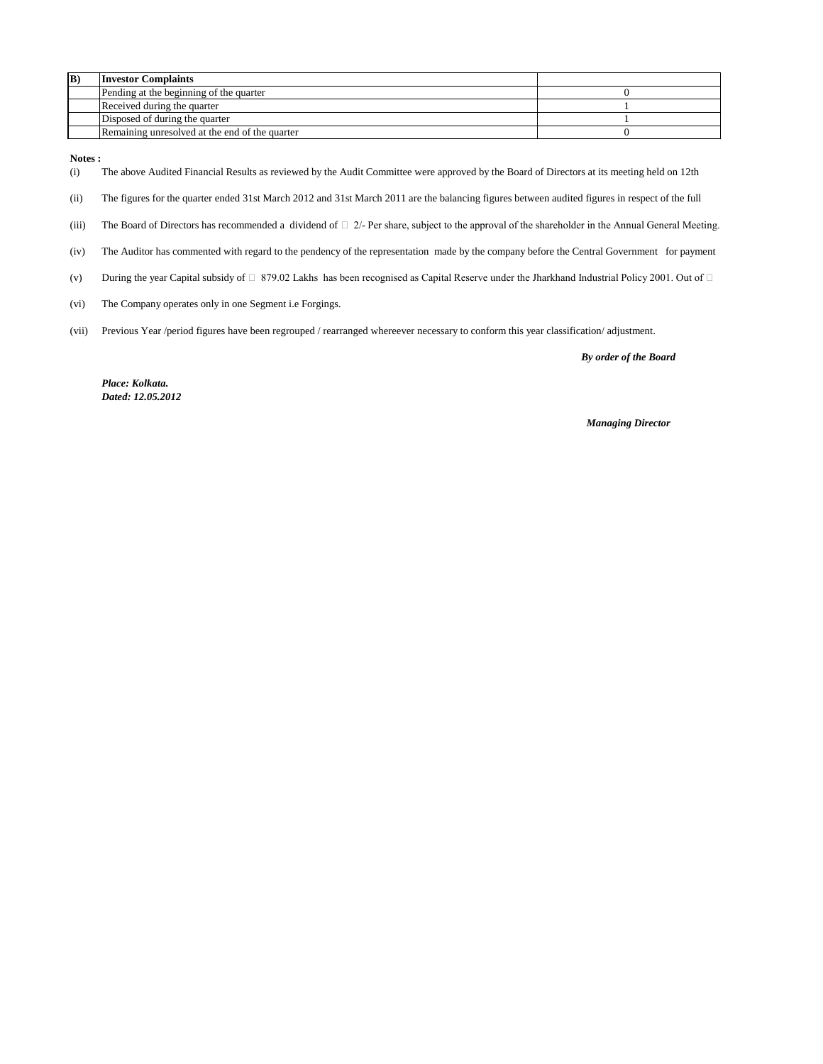| B) | Investor Complaints | |
|---|---|---|
| | Pending at the beginning of the quarter | 0 |
| | Received during the quarter | 1 |
| | Disposed of during the quarter | 1 |
| | Remaining unresolved at the end of the quarter | 0 |

**Notes :**

(i) The above Audited Financial Results as reviewed by the Audit Committee were approved by the Board of Directors at its meeting held on 12th

(ii) The figures for the quarter ended 31st March 2012 and 31st March 2011 are the balancing figures between audited figures in respect of the full

(iii) The Board of Directors has recommended a dividend of  2/- Per share, subject to the approval of the shareholder in the Annual General Meeting.

(iv) The Auditor has commented with regard to the pendency of the representation made by the company before the Central Government for payment

(v) During the year Capital subsidy of  879.02 Lakhs has been recognised as Capital Reserve under the Jharkhand Industrial Policy 2001. Out of 

(vi) The Company operates only in one Segment i.e Forgings.

(vii) Previous Year /period figures have been regrouped / rearranged whereever necessary to conform this year classification/ adjustment.

*By order of the Board*

*Place: Kolkata.*
*Dated: 12.05.2012*

*Managing Director*